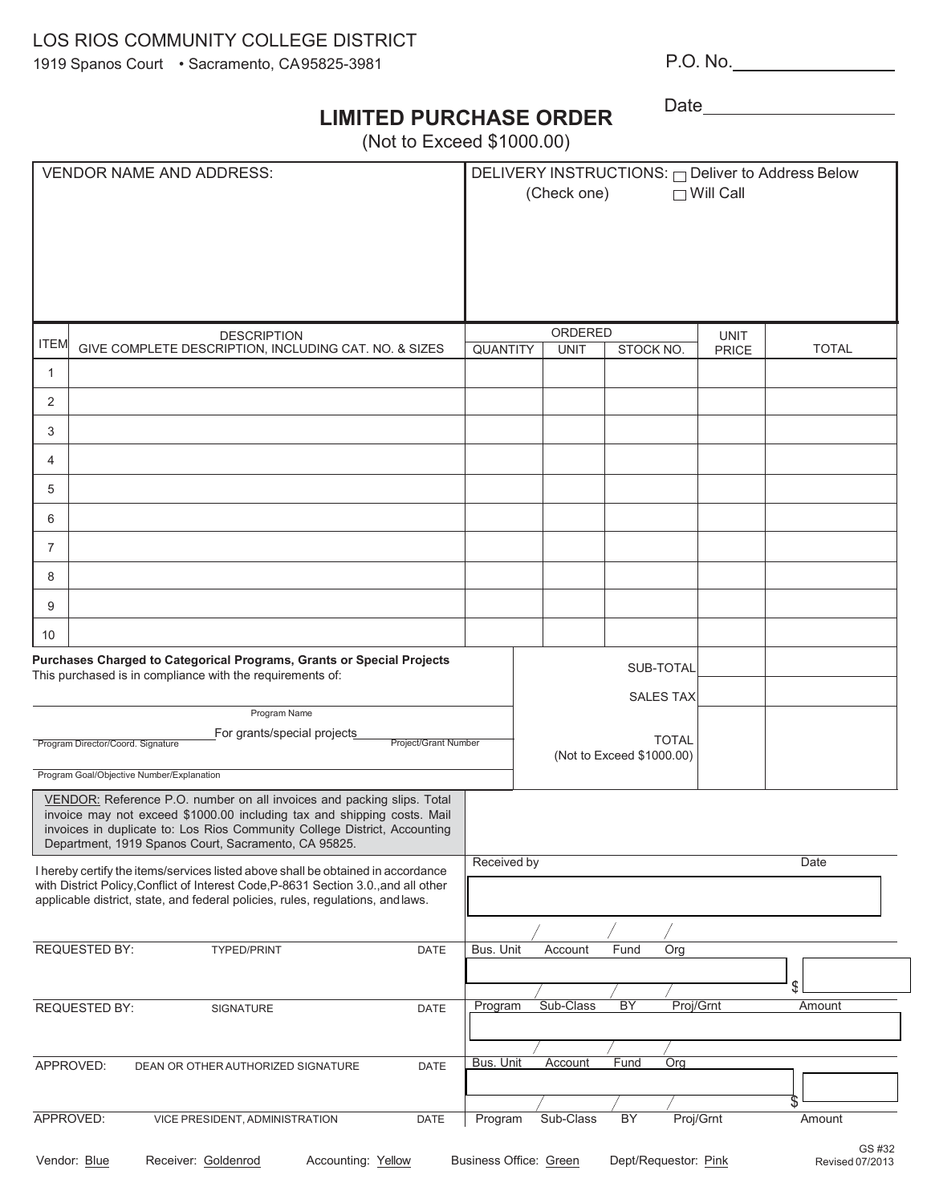LOS RIOS COMMUNITY COLLEGE DISTRICT

1919 Spanos Court • Sacramento, CA 95825-3981

P.O. No.________________

Date________________

# LIMITED PURCHASE ORDER

(Not to Exceed $1000.00)

| VENDOR NAME AND ADDRESS: | DELIVERY INSTRUCTIONS: (Check one) ☐ Deliver to Address Below ☐ Will Call |
|---|---|
| | |

| ITEM | DESCRIPTION GIVE COMPLETE DESCRIPTION, INCLUDING CAT. NO. & SIZES | ORDERED QUANTITY | UNIT | STOCK NO. | UNIT PRICE | TOTAL |
|---|---|---|---|---|---|---|
| 1 | | | | | | |
| 2 | | | | | | |
| 3 | | | | | | |
| 4 | | | | | | |
| 5 | | | | | | |
| 6 | | | | | | |
| 7 | | | | | | |
| 8 | | | | | | |
| 9 | | | | | | |
| 10 | | | | | | |
| | | | | SUB-TOTAL | | |
| | | | | SALES TAX | | |
| | | | | TOTAL (Not to Exceed $1000.00) | | |

**Purchases Charged to Categorical Programs, Grants or Special Projects**

This purchased is in compliance with the requirements of:

________________________________________
Program Name

________________ For grants/special projects ________________
Program Director/Coord. Signature — Project/Grant Number

________________________________________
Program Goal/Objective Number/Explanation

VENDOR: Reference P.O. number on all invoices and packing slips. Total invoice may not exceed $1000.00 including tax and shipping costs. Mail invoices in duplicate to: Los Rios Community College District, Accounting Department, 1919 Spanos Court, Sacramento, CA 95825.

I hereby certify the items/services listed above shall be obtained in accordance with District Policy, Conflict of Interest Code, P-8631 Section 3.0., and all other applicable district, state, and federal policies, rules, regulations, and laws.

| | | |
|---|---|---|
| REQUESTED BY: | TYPED/PRINT | DATE |
| REQUESTED BY: | SIGNATURE | DATE |
| APPROVED: | DEAN OR OTHER AUTHORIZED SIGNATURE | DATE |
| APPROVED: | VICE PRESIDENT, ADMINISTRATION | DATE |

Received by ________________ Date ________

| Bus. Unit | Account | Fund | Org | | $ |
|---|---|---|---|---|---|
| Program | Sub-Class | BY | Proj/Grnt | | Amount |
| Bus. Unit | Account | Fund | Org | | $ |
| Program | Sub-Class | BY | Proj/Grnt | | Amount |

Vendor: Blue   Receiver: Goldenrod   Accounting: Yellow   Business Office: Green   Dept/Requestor: Pink

GS #32
Revised 07/2013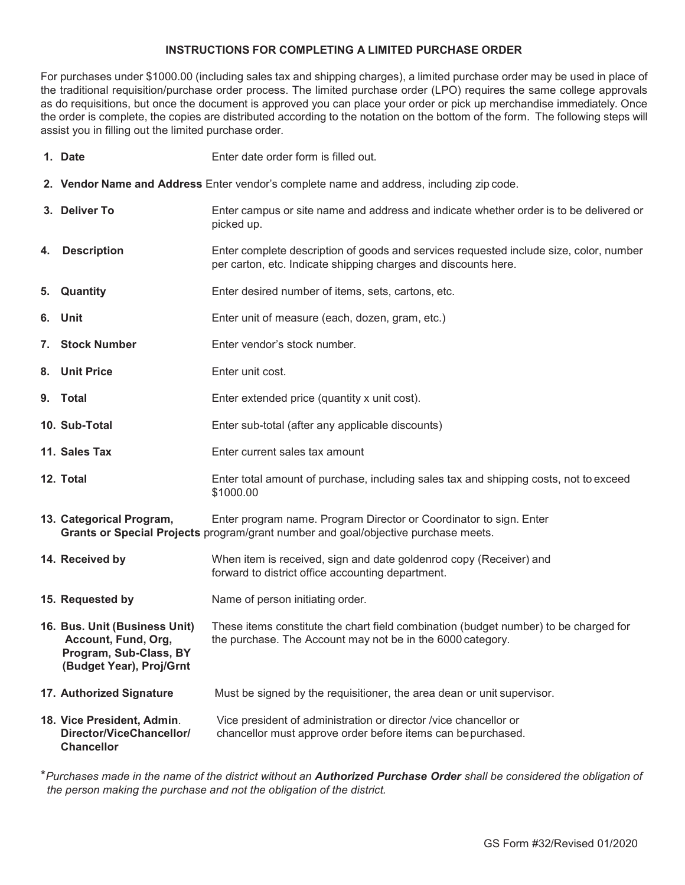## INSTRUCTIONS FOR COMPLETING A LIMITED PURCHASE ORDER

For purchases under $1000.00 (including sales tax and shipping charges), a limited purchase order may be used in place of the traditional requisition/purchase order process. The limited purchase order (LPO) requires the same college approvals as do requisitions, but once the document is approved you can place your order or pick up merchandise immediately. Once the order is complete, the copies are distributed according to the notation on the bottom of the form. The following steps will assist you in filling out the limited purchase order.

1. **Date** — Enter date order form is filled out.
2. **Vendor Name and Address** — Enter vendor's complete name and address, including zip code.
3. **Deliver To** — Enter campus or site name and address and indicate whether order is to be delivered or picked up.
4. **Description** — Enter complete description of goods and services requested include size, color, number per carton, etc. Indicate shipping charges and discounts here.
5. **Quantity** — Enter desired number of items, sets, cartons, etc.
6. **Unit** — Enter unit of measure (each, dozen, gram, etc.)
7. **Stock Number** — Enter vendor's stock number.
8. **Unit Price** — Enter unit cost.
9. **Total** — Enter extended price (quantity x unit cost).
10. **Sub-Total** — Enter sub-total (after any applicable discounts)
11. **Sales Tax** — Enter current sales tax amount
12. **Total** — Enter total amount of purchase, including sales tax and shipping costs, not to exceed $1000.00
13. **Categorical Program, Grants or Special Projects** — Enter program name. Program Director or Coordinator to sign. Enter program/grant number and goal/objective purchase meets.
14. **Received by** — When item is received, sign and date goldenrod copy (Receiver) and forward to district office accounting department.
15. **Requested by** — Name of person initiating order.
16. **Bus. Unit (Business Unit) Account, Fund, Org, Program, Sub-Class, BY (Budget Year), Proj/Grnt** — These items constitute the chart field combination (budget number) to be charged for the purchase. The Account may not be in the 6000 category.
17. **Authorized Signature** — Must be signed by the requisitioner, the area dean or unit supervisor.
18. **Vice President, Admin. Director/ViceChancellor/ Chancellor** — Vice president of administration or director /vice chancellor or chancellor must approve order before items can be purchased.

*\*Purchases made in the name of the district without an **Authorized Purchase Order** shall be considered the obligation of the person making the purchase and not the obligation of the district.*

GS Form #32/Revised 01/2020